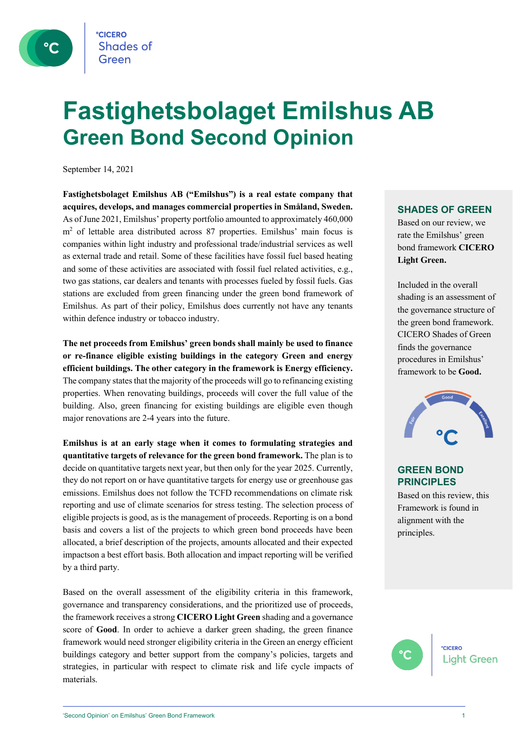°CICERO Shades of Green

# Fastighetsbolaget Emilshus AB
## Green Bond Second Opinion

September 14, 2021

**Fastighetsbolaget Emilshus AB ("Emilshus") is a real estate company that acquires, develops, and manages commercial properties in Småland, Sweden.** As of June 2021, Emilshus' property portfolio amounted to approximately 460,000 m$^2$ of lettable area distributed across 87 properties. Emilshus' main focus is companies within light industry and professional trade/industrial services as well as external trade and retail. Some of these facilities have fossil fuel based heating and some of these activities are associated with fossil fuel related activities, e.g., two gas stations, car dealers and tenants with processes fueled by fossil fuels. Gas stations are excluded from green financing under the green bond framework of Emilshus. As part of their policy, Emilshus does currently not have any tenants within defence industry or tobacco industry.

**The net proceeds from Emilshus' green bonds shall mainly be used to finance or re-finance eligible existing buildings in the category Green and energy efficient buildings. The other category in the framework is Energy efficiency.** The company states that the majority of the proceeds will go to refinancing existing properties. When renovating buildings, proceeds will cover the full value of the building. Also, green financing for existing buildings are eligible even though major renovations are 2-4 years into the future.

**Emilshus is at an early stage when it comes to formulating strategies and quantitative targets of relevance for the green bond framework.** The plan is to decide on quantitative targets next year, but then only for the year 2025. Currently, they do not report on or have quantitative targets for energy use or greenhouse gas emissions. Emilshus does not follow the TCFD recommendations on climate risk reporting and use of climate scenarios for stress testing. The selection process of eligible projects is good, as is the management of proceeds. Reporting is on a bond basis and covers a list of the projects to which green bond proceeds have been allocated, a brief description of the projects, amounts allocated and their expected impactson a best effort basis. Both allocation and impact reporting will be verified by a third party.

Based on the overall assessment of the eligibility criteria in this framework, governance and transparency considerations, and the prioritized use of proceeds, the framework receives a strong **CICERO Light Green** shading and a governance score of **Good**. In order to achieve a darker green shading, the green finance framework would need stronger eligibility criteria in the Green an energy efficient buildings category and better support from the company's policies, targets and strategies, in particular with respect to climate risk and life cycle impacts of materials.

### SHADES OF GREEN

Based on our review, we rate the Emilshus' green bond framework **CICERO Light Green.**

Included in the overall shading is an assessment of the governance structure of the green bond framework. CICERO Shades of Green finds the governance procedures in Emilshus' framework to be **Good.**

Fair | Good | Excellent

### GREEN BOND PRINCIPLES

Based on this review, this Framework is found in alignment with the principles.

°CICERO Light Green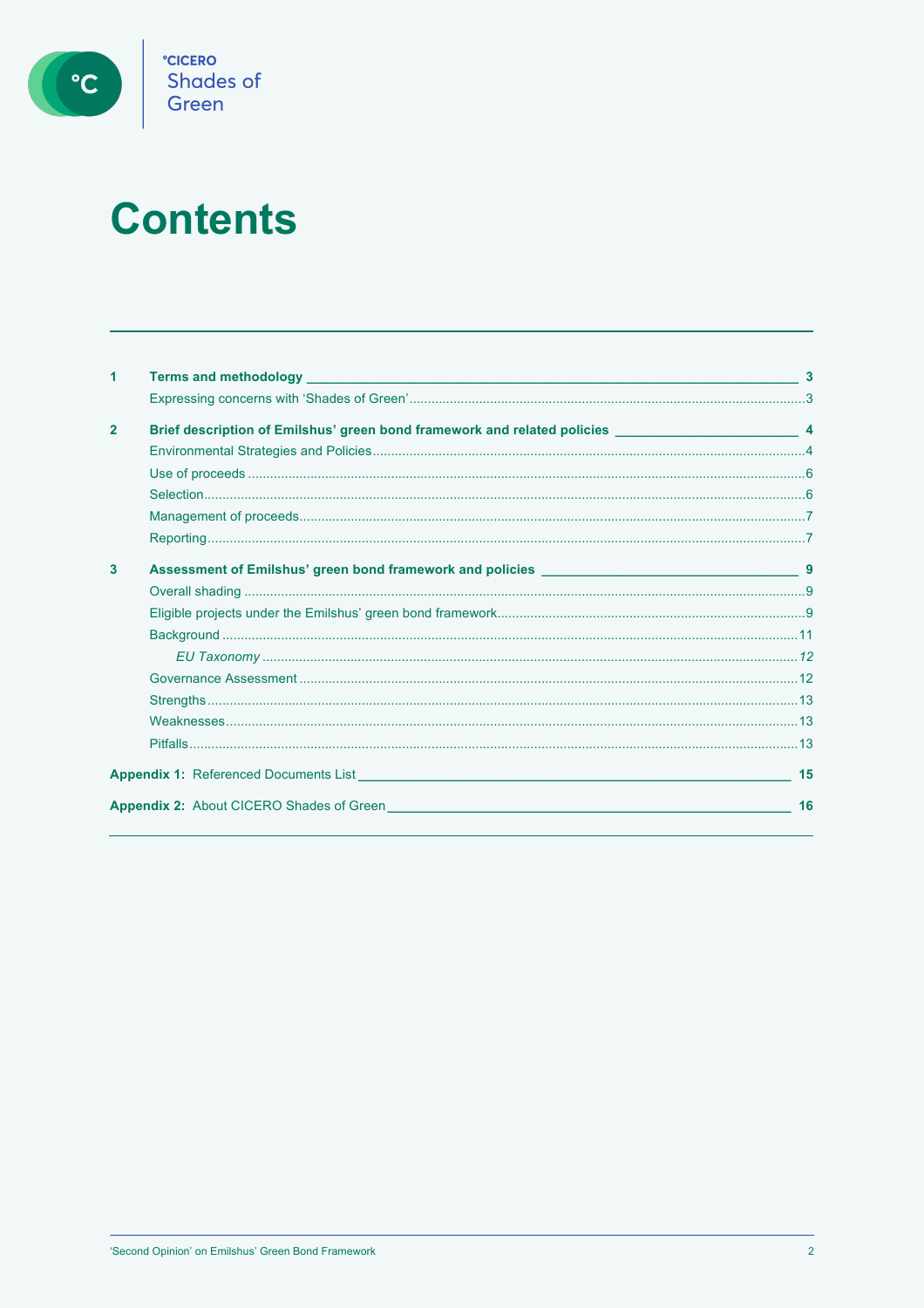# Contents

1 **Terms and methodology** 3
- Expressing concerns with 'Shades of Green' 3

2 **Brief description of Emilshus' green bond framework and related policies** 4
- Environmental Strategies and Policies 4
- Use of proceeds 6
- Selection 6
- Management of proceeds 7
- Reporting 7

3 **Assessment of Emilshus' green bond framework and policies** 9
- Overall shading 9
- Eligible projects under the Emilshus' green bond framework 9
- Background 11
  - *EU Taxonomy* 12
- Governance Assessment 12
- Strengths 13
- Weaknesses 13
- Pitfalls 13

**Appendix 1:** Referenced Documents List 15

**Appendix 2:** About CICERO Shades of Green 16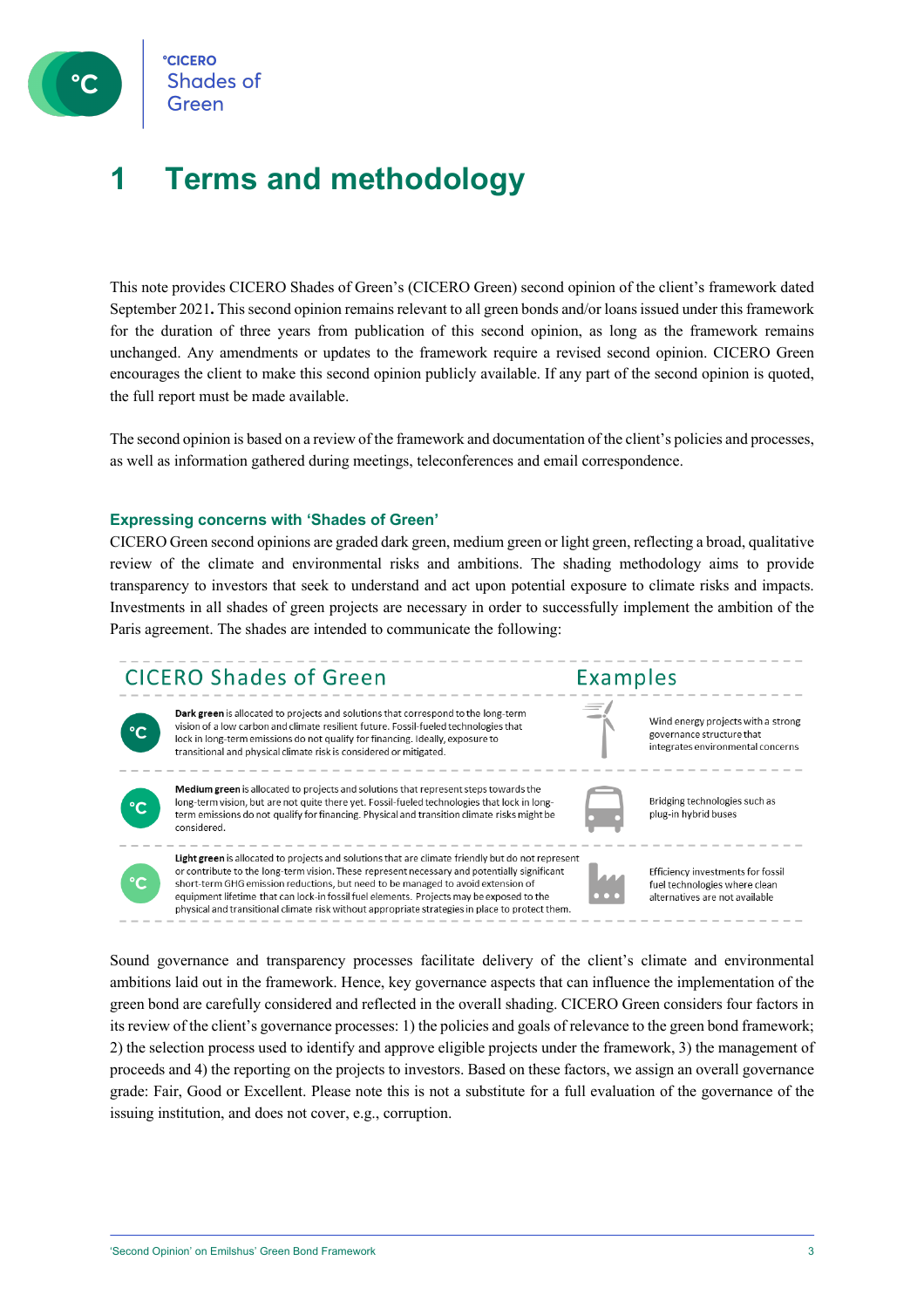# 1 Terms and methodology

This note provides CICERO Shades of Green's (CICERO Green) second opinion of the client's framework dated September 2021**.** This second opinion remains relevant to all green bonds and/or loans issued under this framework for the duration of three years from publication of this second opinion, as long as the framework remains unchanged. Any amendments or updates to the framework require a revised second opinion. CICERO Green encourages the client to make this second opinion publicly available. If any part of the second opinion is quoted, the full report must be made available.

The second opinion is based on a review of the framework and documentation of the client's policies and processes, as well as information gathered during meetings, teleconferences and email correspondence.

### Expressing concerns with 'Shades of Green'

CICERO Green second opinions are graded dark green, medium green or light green, reflecting a broad, qualitative review of the climate and environmental risks and ambitions. The shading methodology aims to provide transparency to investors that seek to understand and act upon potential exposure to climate risks and impacts. Investments in all shades of green projects are necessary in order to successfully implement the ambition of the Paris agreement. The shades are intended to communicate the following:

| CICERO Shades of Green | Examples |
|---|---|
| **Dark green** is allocated to projects and solutions that correspond to the long-term vision of a low carbon and climate resilient future. Fossil-fueled technologies that lock in long-term emissions do not qualify for financing. Ideally, exposure to transitional and physical climate risk is considered or mitigated. | Wind energy projects with a strong governance structure that integrates environmental concerns |
| **Medium green** is allocated to projects and solutions that represent steps towards the long-term vision, but are not quite there yet. Fossil-fueled technologies that lock in long-term emissions do not qualify for financing. Physical and transition climate risks might be considered. | Bridging technologies such as plug-in hybrid buses |
| **Light green** is allocated to projects and solutions that are climate friendly but do not represent or contribute to the long-term vision. These represent necessary and potentially significant short-term GHG emission reductions, but need to be managed to avoid extension of equipment lifetime that can lock-in fossil fuel elements. Projects may be exposed to the physical and transitional climate risk without appropriate strategies in place to protect them. | Efficiency investments for fossil fuel technologies where clean alternatives are not available |

Sound governance and transparency processes facilitate delivery of the client's climate and environmental ambitions laid out in the framework. Hence, key governance aspects that can influence the implementation of the green bond are carefully considered and reflected in the overall shading. CICERO Green considers four factors in its review of the client's governance processes: 1) the policies and goals of relevance to the green bond framework; 2) the selection process used to identify and approve eligible projects under the framework, 3) the management of proceeds and 4) the reporting on the projects to investors. Based on these factors, we assign an overall governance grade: Fair, Good or Excellent. Please note this is not a substitute for a full evaluation of the governance of the issuing institution, and does not cover, e.g., corruption.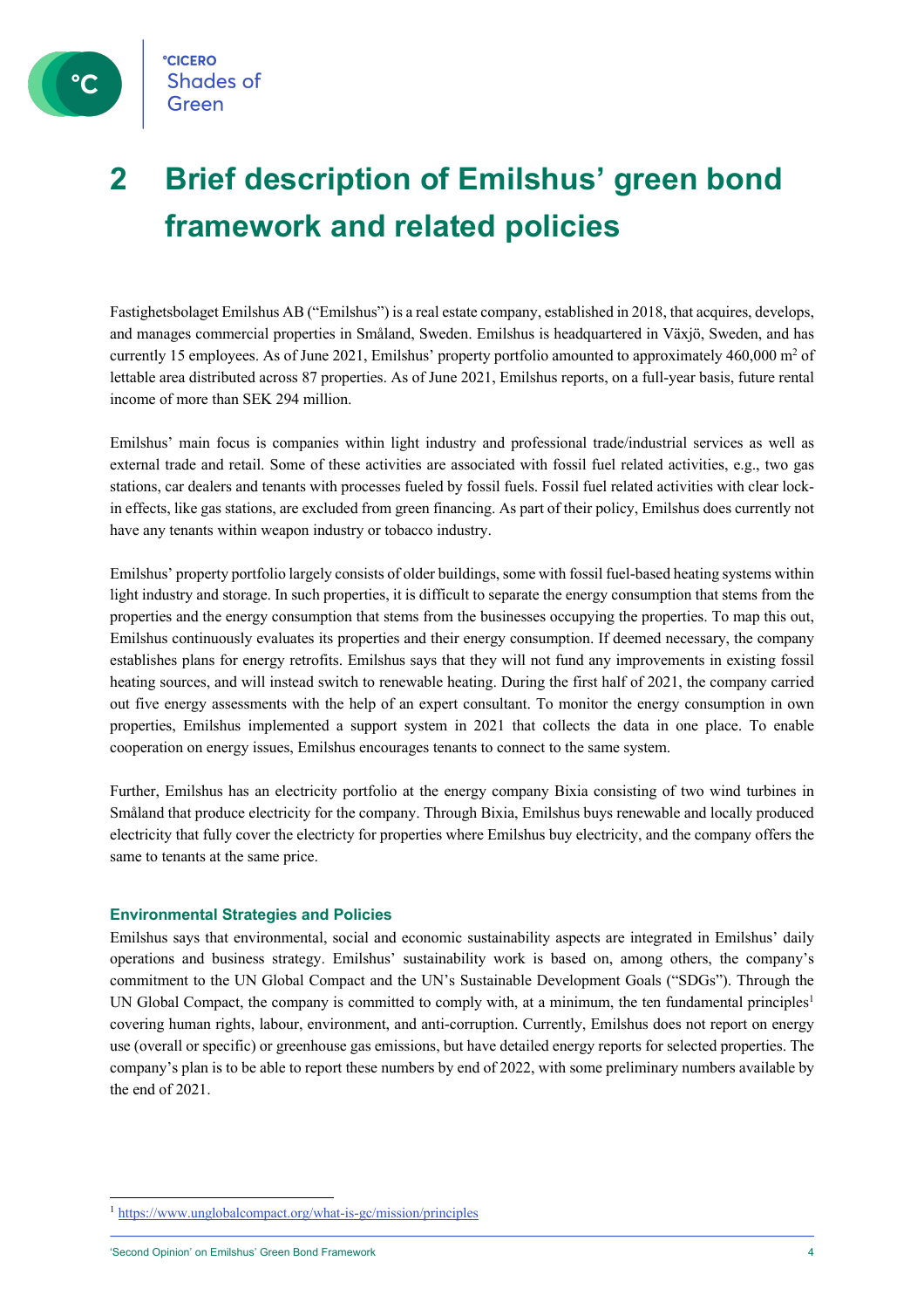# 2 Brief description of Emilshus’ green bond framework and related policies

Fastighetsbolaget Emilshus AB (“Emilshus”) is a real estate company, established in 2018, that acquires, develops, and manages commercial properties in Småland, Sweden. Emilshus is headquartered in Växjö, Sweden, and has currently 15 employees. As of June 2021, Emilshus’ property portfolio amounted to approximately 460,000 $m^2$ of lettable area distributed across 87 properties. As of June 2021, Emilshus reports, on a full-year basis, future rental income of more than SEK 294 million.

Emilshus’ main focus is companies within light industry and professional trade/industrial services as well as external trade and retail. Some of these activities are associated with fossil fuel related activities, e.g., two gas stations, car dealers and tenants with processes fueled by fossil fuels. Fossil fuel related activities with clear lock-in effects, like gas stations, are excluded from green financing. As part of their policy, Emilshus does currently not have any tenants within weapon industry or tobacco industry.

Emilshus’ property portfolio largely consists of older buildings, some with fossil fuel-based heating systems within light industry and storage. In such properties, it is difficult to separate the energy consumption that stems from the properties and the energy consumption that stems from the businesses occupying the properties. To map this out, Emilshus continuously evaluates its properties and their energy consumption. If deemed necessary, the company establishes plans for energy retrofits. Emilshus says that they will not fund any improvements in existing fossil heating sources, and will instead switch to renewable heating. During the first half of 2021, the company carried out five energy assessments with the help of an expert consultant. To monitor the energy consumption in own properties, Emilshus implemented a support system in 2021 that collects the data in one place. To enable cooperation on energy issues, Emilshus encourages tenants to connect to the same system.

Further, Emilshus has an electricity portfolio at the energy company Bixia consisting of two wind turbines in Småland that produce electricity for the company. Through Bixia, Emilshus buys renewable and locally produced electricity that fully cover the electricty for properties where Emilshus buy electricity, and the company offers the same to tenants at the same price.

### Environmental Strategies and Policies

Emilshus says that environmental, social and economic sustainability aspects are integrated in Emilshus’ daily operations and business strategy. Emilshus’ sustainability work is based on, among others, the company’s commitment to the UN Global Compact and the UN’s Sustainable Development Goals (“SDGs”). Through the UN Global Compact, the company is committed to comply with, at a minimum, the ten fundamental principles[1] covering human rights, labour, environment, and anti-corruption. Currently, Emilshus does not report on energy use (overall or specific) or greenhouse gas emissions, but have detailed energy reports for selected properties. The company’s plan is to be able to report these numbers by end of 2022, with some preliminary numbers available by the end of 2021.

[1] https://www.unglobalcompact.org/what-is-gc/mission/principles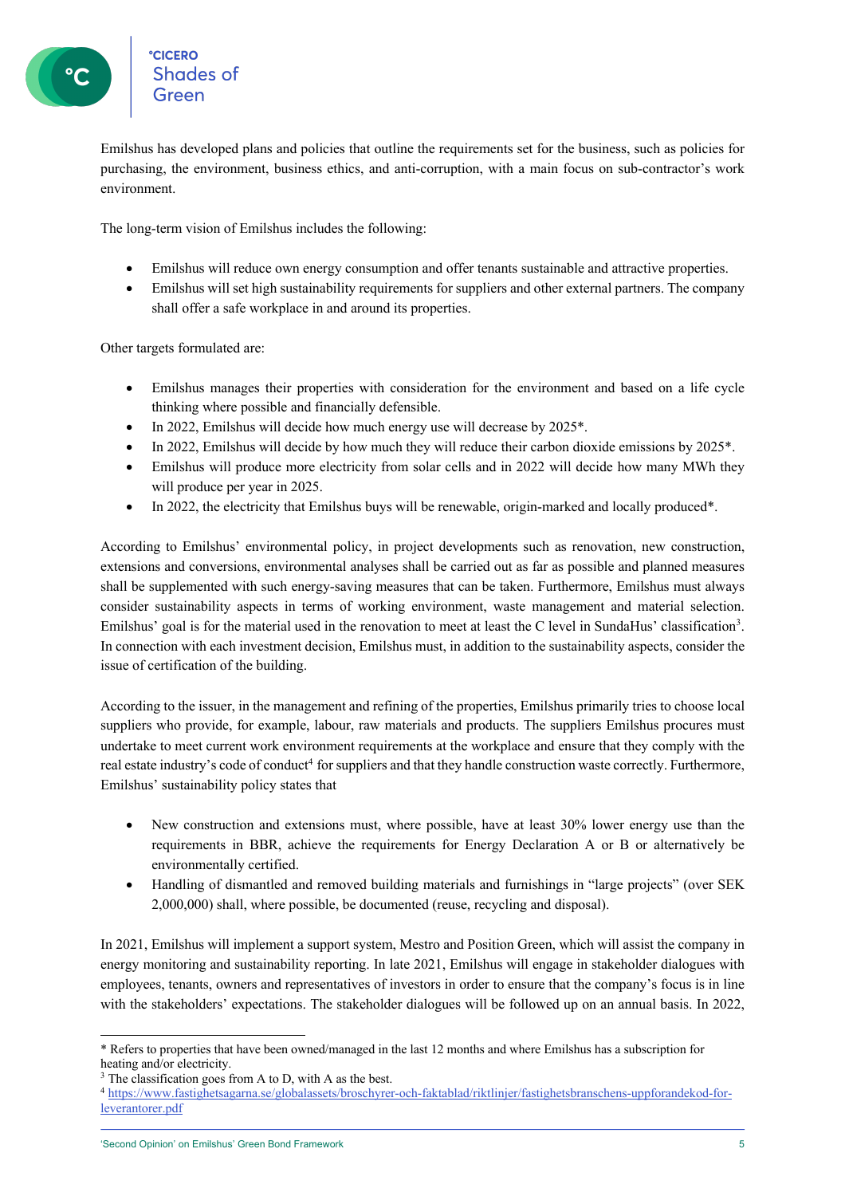Emilshus has developed plans and policies that outline the requirements set for the business, such as policies for purchasing, the environment, business ethics, and anti-corruption, with a main focus on sub-contractor's work environment.

The long-term vision of Emilshus includes the following:

- Emilshus will reduce own energy consumption and offer tenants sustainable and attractive properties.
- Emilshus will set high sustainability requirements for suppliers and other external partners. The company shall offer a safe workplace in and around its properties.

Other targets formulated are:

- Emilshus manages their properties with consideration for the environment and based on a life cycle thinking where possible and financially defensible.
- In 2022, Emilshus will decide how much energy use will decrease by 2025*.
- In 2022, Emilshus will decide by how much they will reduce their carbon dioxide emissions by 2025*.
- Emilshus will produce more electricity from solar cells and in 2022 will decide how many MWh they will produce per year in 2025.
- In 2022, the electricity that Emilshus buys will be renewable, origin-marked and locally produced*.

According to Emilshus' environmental policy, in project developments such as renovation, new construction, extensions and conversions, environmental analyses shall be carried out as far as possible and planned measures shall be supplemented with such energy-saving measures that can be taken. Furthermore, Emilshus must always consider sustainability aspects in terms of working environment, waste management and material selection. Emilshus' goal is for the material used in the renovation to meet at least the C level in SundaHus' classification[3]. In connection with each investment decision, Emilshus must, in addition to the sustainability aspects, consider the issue of certification of the building.

According to the issuer, in the management and refining of the properties, Emilshus primarily tries to choose local suppliers who provide, for example, labour, raw materials and products. The suppliers Emilshus procures must undertake to meet current work environment requirements at the workplace and ensure that they comply with the real estate industry's code of conduct[4] for suppliers and that they handle construction waste correctly. Furthermore, Emilshus' sustainability policy states that

- New construction and extensions must, where possible, have at least 30% lower energy use than the requirements in BBR, achieve the requirements for Energy Declaration A or B or alternatively be environmentally certified.
- Handling of dismantled and removed building materials and furnishings in "large projects" (over SEK 2,000,000) shall, where possible, be documented (reuse, recycling and disposal).

In 2021, Emilshus will implement a support system, Mestro and Position Green, which will assist the company in energy monitoring and sustainability reporting. In late 2021, Emilshus will engage in stakeholder dialogues with employees, tenants, owners and representatives of investors in order to ensure that the company's focus is in line with the stakeholders' expectations. The stakeholder dialogues will be followed up on an annual basis. In 2022,

---

\* Refers to properties that have been owned/managed in the last 12 months and where Emilshus has a subscription for heating and/or electricity.

[3] The classification goes from A to D, with A as the best.

[4] https://www.fastighetsagarna.se/globalassets/broschyrer-och-faktablad/riktlinjer/fastighetsbranschens-uppforandekod-for-leverantorer.pdf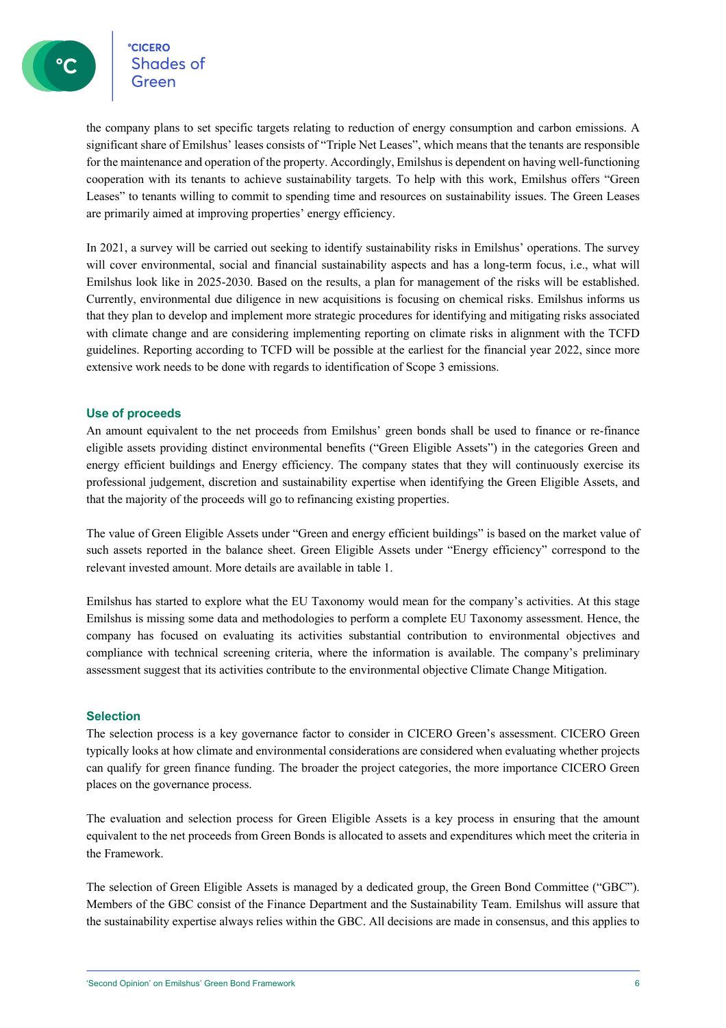the company plans to set specific targets relating to reduction of energy consumption and carbon emissions. A significant share of Emilshus' leases consists of "Triple Net Leases", which means that the tenants are responsible for the maintenance and operation of the property. Accordingly, Emilshus is dependent on having well-functioning cooperation with its tenants to achieve sustainability targets. To help with this work, Emilshus offers "Green Leases" to tenants willing to commit to spending time and resources on sustainability issues. The Green Leases are primarily aimed at improving properties' energy efficiency.

In 2021, a survey will be carried out seeking to identify sustainability risks in Emilshus' operations. The survey will cover environmental, social and financial sustainability aspects and has a long-term focus, i.e., what will Emilshus look like in 2025-2030. Based on the results, a plan for management of the risks will be established. Currently, environmental due diligence in new acquisitions is focusing on chemical risks. Emilshus informs us that they plan to develop and implement more strategic procedures for identifying and mitigating risks associated with climate change and are considering implementing reporting on climate risks in alignment with the TCFD guidelines. Reporting according to TCFD will be possible at the earliest for the financial year 2022, since more extensive work needs to be done with regards to identification of Scope 3 emissions.

### Use of proceeds

An amount equivalent to the net proceeds from Emilshus' green bonds shall be used to finance or re-finance eligible assets providing distinct environmental benefits ("Green Eligible Assets") in the categories Green and energy efficient buildings and Energy efficiency. The company states that they will continuously exercise its professional judgement, discretion and sustainability expertise when identifying the Green Eligible Assets, and that the majority of the proceeds will go to refinancing existing properties.

The value of Green Eligible Assets under "Green and energy efficient buildings" is based on the market value of such assets reported in the balance sheet. Green Eligible Assets under "Energy efficiency" correspond to the relevant invested amount. More details are available in table 1.

Emilshus has started to explore what the EU Taxonomy would mean for the company's activities. At this stage Emilshus is missing some data and methodologies to perform a complete EU Taxonomy assessment. Hence, the company has focused on evaluating its activities substantial contribution to environmental objectives and compliance with technical screening criteria, where the information is available. The company's preliminary assessment suggest that its activities contribute to the environmental objective Climate Change Mitigation.

### Selection

The selection process is a key governance factor to consider in CICERO Green's assessment. CICERO Green typically looks at how climate and environmental considerations are considered when evaluating whether projects can qualify for green finance funding. The broader the project categories, the more importance CICERO Green places on the governance process.

The evaluation and selection process for Green Eligible Assets is a key process in ensuring that the amount equivalent to the net proceeds from Green Bonds is allocated to assets and expenditures which meet the criteria in the Framework.

The selection of Green Eligible Assets is managed by a dedicated group, the Green Bond Committee ("GBC"). Members of the GBC consist of the Finance Department and the Sustainability Team. Emilshus will assure that the sustainability expertise always relies within the GBC. All decisions are made in consensus, and this applies to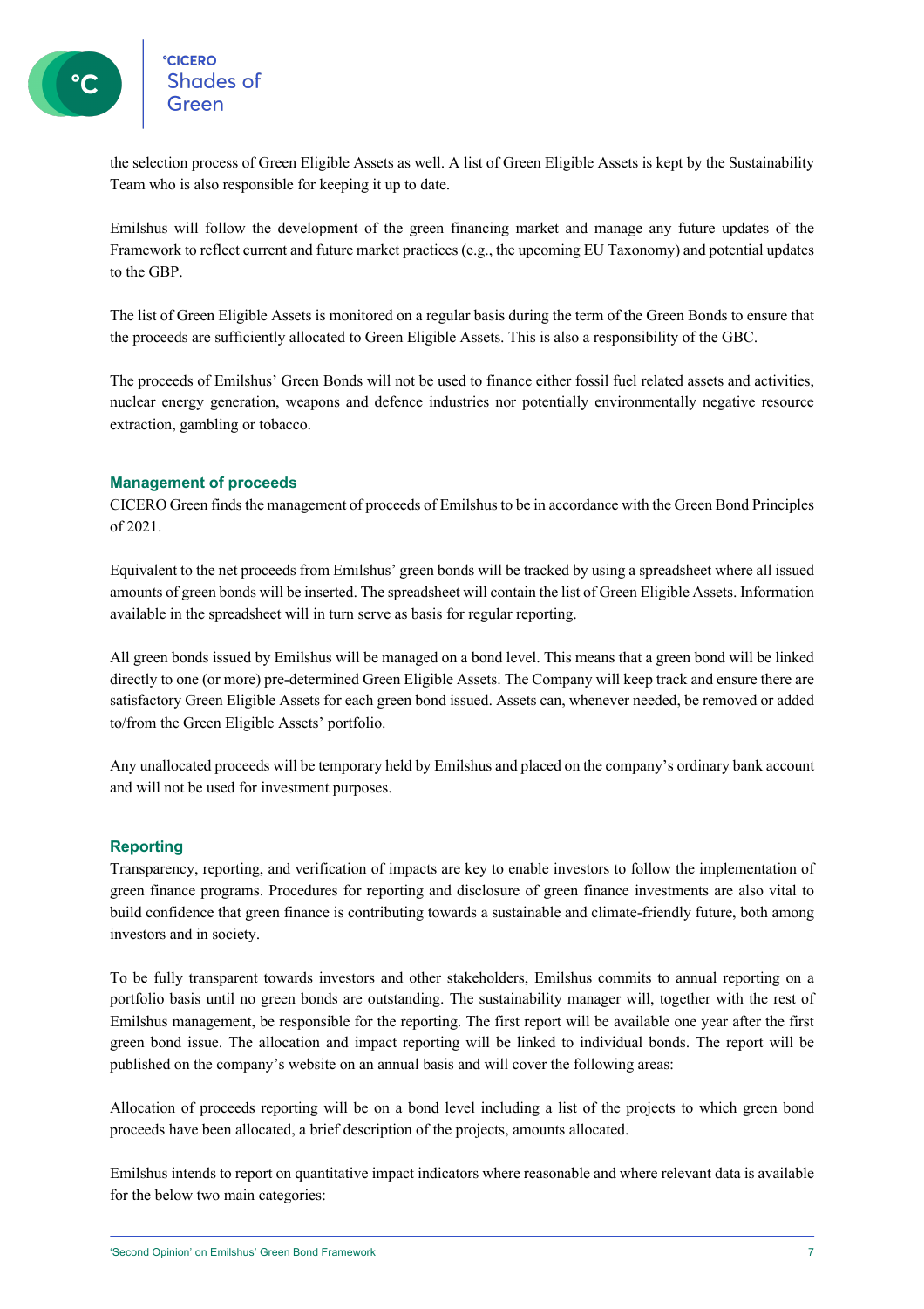the selection process of Green Eligible Assets as well. A list of Green Eligible Assets is kept by the Sustainability Team who is also responsible for keeping it up to date.

Emilshus will follow the development of the green financing market and manage any future updates of the Framework to reflect current and future market practices (e.g., the upcoming EU Taxonomy) and potential updates to the GBP.

The list of Green Eligible Assets is monitored on a regular basis during the term of the Green Bonds to ensure that the proceeds are sufficiently allocated to Green Eligible Assets. This is also a responsibility of the GBC.

The proceeds of Emilshus' Green Bonds will not be used to finance either fossil fuel related assets and activities, nuclear energy generation, weapons and defence industries nor potentially environmentally negative resource extraction, gambling or tobacco.

## Management of proceeds

CICERO Green finds the management of proceeds of Emilshus to be in accordance with the Green Bond Principles of 2021.

Equivalent to the net proceeds from Emilshus' green bonds will be tracked by using a spreadsheet where all issued amounts of green bonds will be inserted. The spreadsheet will contain the list of Green Eligible Assets. Information available in the spreadsheet will in turn serve as basis for regular reporting.

All green bonds issued by Emilshus will be managed on a bond level. This means that a green bond will be linked directly to one (or more) pre-determined Green Eligible Assets. The Company will keep track and ensure there are satisfactory Green Eligible Assets for each green bond issued. Assets can, whenever needed, be removed or added to/from the Green Eligible Assets' portfolio.

Any unallocated proceeds will be temporary held by Emilshus and placed on the company's ordinary bank account and will not be used for investment purposes.

## Reporting

Transparency, reporting, and verification of impacts are key to enable investors to follow the implementation of green finance programs. Procedures for reporting and disclosure of green finance investments are also vital to build confidence that green finance is contributing towards a sustainable and climate-friendly future, both among investors and in society.

To be fully transparent towards investors and other stakeholders, Emilshus commits to annual reporting on a portfolio basis until no green bonds are outstanding. The sustainability manager will, together with the rest of Emilshus management, be responsible for the reporting. The first report will be available one year after the first green bond issue. The allocation and impact reporting will be linked to individual bonds. The report will be published on the company's website on an annual basis and will cover the following areas:

Allocation of proceeds reporting will be on a bond level including a list of the projects to which green bond proceeds have been allocated, a brief description of the projects, amounts allocated.

Emilshus intends to report on quantitative impact indicators where reasonable and where relevant data is available for the below two main categories: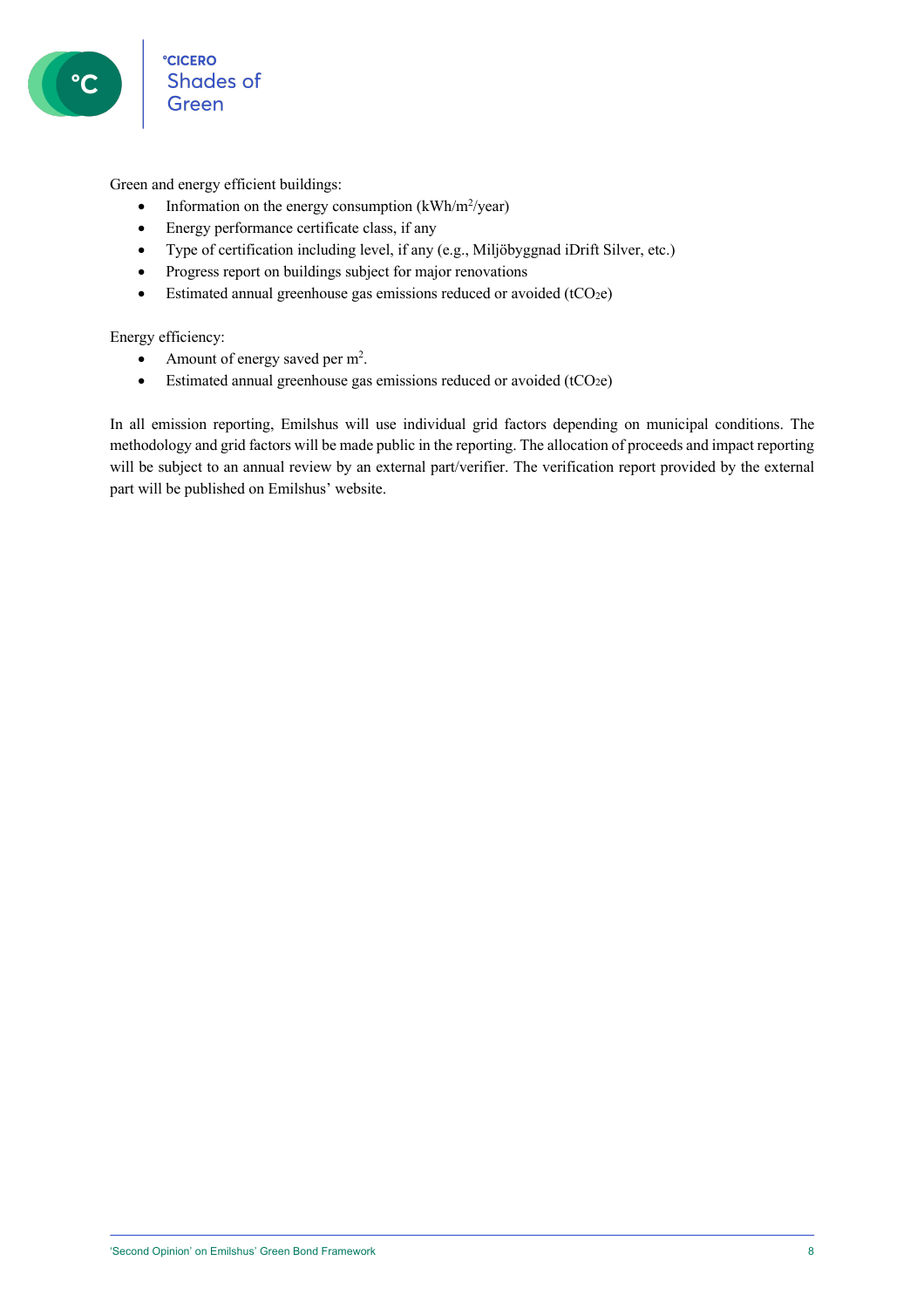Green and energy efficient buildings:

- Information on the energy consumption ($kWh/m^2/year$)
- Energy performance certificate class, if any
- Type of certification including level, if any (e.g., Miljöbyggnad iDrift Silver, etc.)
- Progress report on buildings subject for major renovations
- Estimated annual greenhouse gas emissions reduced or avoided ($tCO_2e$)

Energy efficiency:

- Amount of energy saved per $m^2$.
- Estimated annual greenhouse gas emissions reduced or avoided ($tCO_2e$)

In all emission reporting, Emilshus will use individual grid factors depending on municipal conditions. The methodology and grid factors will be made public in the reporting. The allocation of proceeds and impact reporting will be subject to an annual review by an external part/verifier. The verification report provided by the external part will be published on Emilshus' website.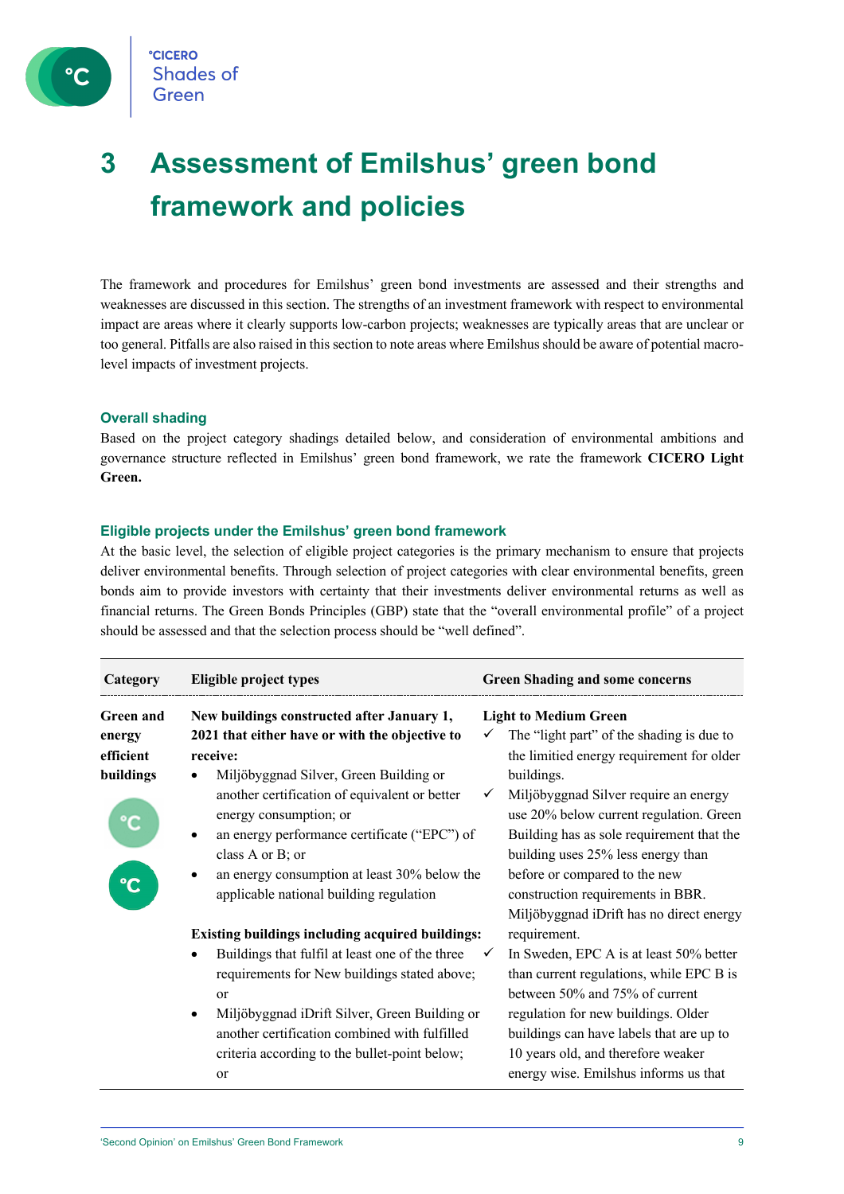# 3 Assessment of Emilshus' green bond framework and policies

The framework and procedures for Emilshus' green bond investments are assessed and their strengths and weaknesses are discussed in this section. The strengths of an investment framework with respect to environmental impact are areas where it clearly supports low-carbon projects; weaknesses are typically areas that are unclear or too general. Pitfalls are also raised in this section to note areas where Emilshus should be aware of potential macro-level impacts of investment projects.

### Overall shading

Based on the project category shadings detailed below, and consideration of environmental ambitions and governance structure reflected in Emilshus' green bond framework, we rate the framework **CICERO Light Green.**

### Eligible projects under the Emilshus' green bond framework

At the basic level, the selection of eligible project categories is the primary mechanism to ensure that projects deliver environmental benefits. Through selection of project categories with clear environmental benefits, green bonds aim to provide investors with certainty that their investments deliver environmental returns as well as financial returns. The Green Bonds Principles (GBP) state that the "overall environmental profile" of a project should be assessed and that the selection process should be "well defined".

| Category | Eligible project types | Green Shading and some concerns |
|---|---|---|
| **Green and energy efficient buildings** | **New buildings constructed after January 1, 2021 that either have or with the objective to receive:**<br>• Miljöbyggnad Silver, Green Building or another certification of equivalent or better energy consumption; or<br>• an energy performance certificate ("EPC") of class A or B; or<br>• an energy consumption at least 30% below the applicable national building regulation<br><br>**Existing buildings including acquired buildings:**<br>• Buildings that fulfil at least one of the three requirements for New buildings stated above; or<br>• Miljöbyggnad iDrift Silver, Green Building or another certification combined with fulfilled criteria according to the bullet-point below; or | **Light to Medium Green**<br>✓ The "light part" of the shading is due to the limitied energy requirement for older buildings.<br>✓ Miljöbyggnad Silver require an energy use 20% below current regulation. Green Building has as sole requirement that the building uses 25% less energy than before or compared to the new construction requirements in BBR. Miljöbyggnad iDrift has no direct energy requirement.<br>✓ In Sweden, EPC A is at least 50% better than current regulations, while EPC B is between 50% and 75% of current regulation for new buildings. Older buildings can have labels that are up to 10 years old, and therefore weaker energy wise. Emilshus informs us that |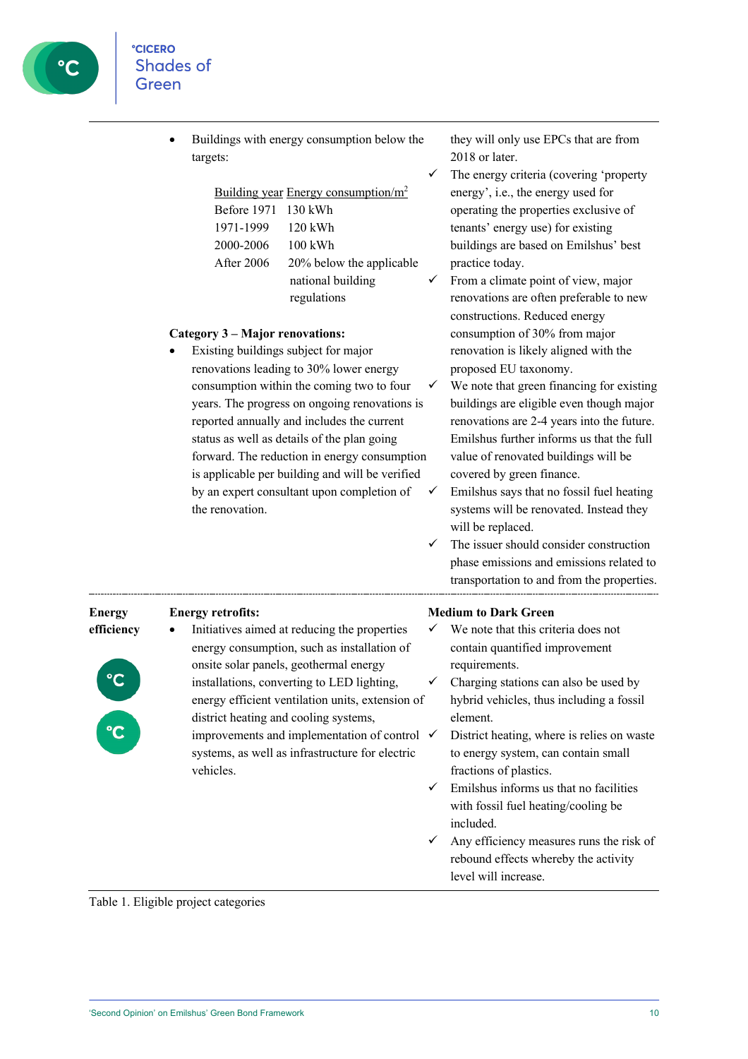| | | |
|---|---|---|
| | • Buildings with energy consumption below the targets:<br><br>Building year / Energy consumption/m[2]<br>Before 1971: 130 kWh<br>1971-1999: 120 kWh<br>2000-2006: 100 kWh<br>After 2006: 20% below the applicable national building regulations<br><br>**Category 3 – Major renovations:**<br>• Existing buildings subject for major renovations leading to 30% lower energy consumption within the coming two to four years. The progress on ongoing renovations is reported annually and includes the current status as well as details of the plan going forward. The reduction in energy consumption is applicable per building and will be verified by an expert consultant upon completion of the renovation. | they will only use EPCs that are from 2018 or later.<br>✓ The energy criteria (covering 'property energy', i.e., the energy used for operating the properties exclusive of tenants' energy use) for existing buildings are based on Emilshus' best practice today.<br>✓ From a climate point of view, major renovations are often preferable to new constructions. Reduced energy consumption of 30% from major renovation is likely aligned with the proposed EU taxonomy.<br>✓ We note that green financing for existing buildings are eligible even though major renovations are 2-4 years into the future. Emilshus further informs us that the full value of renovated buildings will be covered by green finance.<br>✓ Emilshus says that no fossil fuel heating systems will be renovated. Instead they will be replaced.<br>✓ The issuer should consider construction phase emissions and emissions related to transportation to and from the properties. |
| **Energy efficiency** | **Energy retrofits:**<br>• Initiatives aimed at reducing the properties energy consumption, such as installation of onsite solar panels, geothermal energy installations, converting to LED lighting, energy efficient ventilation units, extension of district heating and cooling systems, improvements and implementation of control systems, as well as infrastructure for electric vehicles. | **Medium to Dark Green**<br>✓ We note that this criteria does not contain quantified improvement requirements.<br>✓ Charging stations can also be used by hybrid vehicles, thus including a fossil element.<br>✓ District heating, where is relies on waste to energy system, can contain small fractions of plastics.<br>✓ Emilshus informs us that no facilities with fossil fuel heating/cooling be included.<br>✓ Any efficiency measures runs the risk of rebound effects whereby the activity level will increase. |

Table 1. Eligible project categories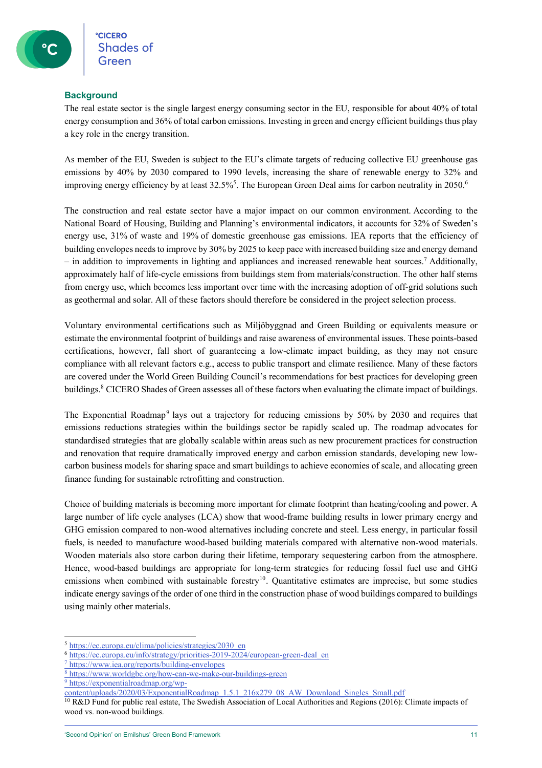## Background

The real estate sector is the single largest energy consuming sector in the EU, responsible for about 40% of total energy consumption and 36% of total carbon emissions. Investing in green and energy efficient buildings thus play a key role in the energy transition.

As member of the EU, Sweden is subject to the EU's climate targets of reducing collective EU greenhouse gas emissions by 40% by 2030 compared to 1990 levels, increasing the share of renewable energy to 32% and improving energy efficiency by at least 32.5%[5]. The European Green Deal aims for carbon neutrality in 2050.[6]

The construction and real estate sector have a major impact on our common environment. According to the National Board of Housing, Building and Planning's environmental indicators, it accounts for 32% of Sweden's energy use, 31% of waste and 19% of domestic greenhouse gas emissions. IEA reports that the efficiency of building envelopes needs to improve by 30% by 2025 to keep pace with increased building size and energy demand – in addition to improvements in lighting and appliances and increased renewable heat sources.[7] Additionally, approximately half of life-cycle emissions from buildings stem from materials/construction. The other half stems from energy use, which becomes less important over time with the increasing adoption of off-grid solutions such as geothermal and solar. All of these factors should therefore be considered in the project selection process.

Voluntary environmental certifications such as Miljöbyggnad and Green Building or equivalents measure or estimate the environmental footprint of buildings and raise awareness of environmental issues. These points-based certifications, however, fall short of guaranteeing a low-climate impact building, as they may not ensure compliance with all relevant factors e.g., access to public transport and climate resilience. Many of these factors are covered under the World Green Building Council's recommendations for best practices for developing green buildings.[8] CICERO Shades of Green assesses all of these factors when evaluating the climate impact of buildings.

The Exponential Roadmap[9] lays out a trajectory for reducing emissions by 50% by 2030 and requires that emissions reductions strategies within the buildings sector be rapidly scaled up. The roadmap advocates for standardised strategies that are globally scalable within areas such as new procurement practices for construction and renovation that require dramatically improved energy and carbon emission standards, developing new low-carbon business models for sharing space and smart buildings to achieve economies of scale, and allocating green finance funding for sustainable retrofitting and construction.

Choice of building materials is becoming more important for climate footprint than heating/cooling and power. A large number of life cycle analyses (LCA) show that wood-frame building results in lower primary energy and GHG emission compared to non-wood alternatives including concrete and steel. Less energy, in particular fossil fuels, is needed to manufacture wood-based building materials compared with alternative non-wood materials. Wooden materials also store carbon during their lifetime, temporary sequestering carbon from the atmosphere. Hence, wood-based buildings are appropriate for long-term strategies for reducing fossil fuel use and GHG emissions when combined with sustainable forestry[10]. Quantitative estimates are imprecise, but some studies indicate energy savings of the order of one third in the construction phase of wood buildings compared to buildings using mainly other materials.

---

[5] https://ec.europa.eu/clima/policies/strategies/2030_en

[6] https://ec.europa.eu/info/strategy/priorities-2019-2024/european-green-deal_en

[7] https://www.iea.org/reports/building-envelopes

[8] https://www.worldgbc.org/how-can-we-make-our-buildings-green

[9] https://exponentialroadmap.org/wp-content/uploads/2020/03/ExponentialRoadmap_1.5.1_216x279_08_AW_Download_Singles_Small.pdf

[10] R&D Fund for public real estate, The Swedish Association of Local Authorities and Regions (2016): Climate impacts of wood vs. non-wood buildings.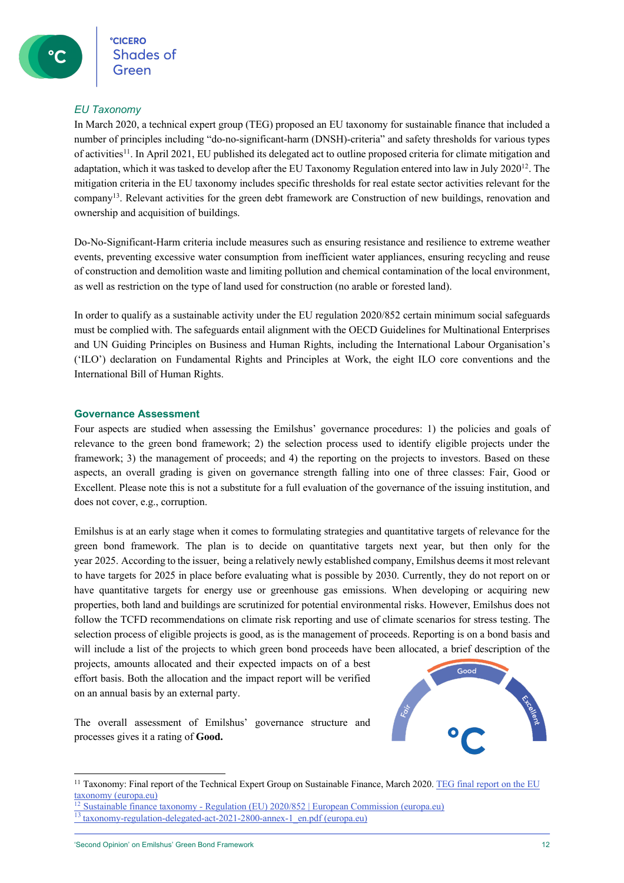### *EU Taxonomy*

In March 2020, a technical expert group (TEG) proposed an EU taxonomy for sustainable finance that included a number of principles including "do-no-significant-harm (DNSH)-criteria" and safety thresholds for various types of activities[11]. In April 2021, EU published its delegated act to outline proposed criteria for climate mitigation and adaptation, which it was tasked to develop after the EU Taxonomy Regulation entered into law in July 2020[12]. The mitigation criteria in the EU taxonomy includes specific thresholds for real estate sector activities relevant for the company[13]. Relevant activities for the green debt framework are Construction of new buildings, renovation and ownership and acquisition of buildings.

Do-No-Significant-Harm criteria include measures such as ensuring resistance and resilience to extreme weather events, preventing excessive water consumption from inefficient water appliances, ensuring recycling and reuse of construction and demolition waste and limiting pollution and chemical contamination of the local environment, as well as restriction on the type of land used for construction (no arable or forested land).

In order to qualify as a sustainable activity under the EU regulation 2020/852 certain minimum social safeguards must be complied with. The safeguards entail alignment with the OECD Guidelines for Multinational Enterprises and UN Guiding Principles on Business and Human Rights, including the International Labour Organisation's ('ILO') declaration on Fundamental Rights and Principles at Work, the eight ILO core conventions and the International Bill of Human Rights.

## Governance Assessment

Four aspects are studied when assessing the Emilshus' governance procedures: 1) the policies and goals of relevance to the green bond framework; 2) the selection process used to identify eligible projects under the framework; 3) the management of proceeds; and 4) the reporting on the projects to investors. Based on these aspects, an overall grading is given on governance strength falling into one of three classes: Fair, Good or Excellent. Please note this is not a substitute for a full evaluation of the governance of the issuing institution, and does not cover, e.g., corruption.

Emilshus is at an early stage when it comes to formulating strategies and quantitative targets of relevance for the green bond framework. The plan is to decide on quantitative targets next year, but then only for the year 2025. According to the issuer, being a relatively newly established company, Emilshus deems it most relevant to have targets for 2025 in place before evaluating what is possible by 2030. Currently, they do not report on or have quantitative targets for energy use or greenhouse gas emissions. When developing or acquiring new properties, both land and buildings are scrutinized for potential environmental risks. However, Emilshus does not follow the TCFD recommendations on climate risk reporting and use of climate scenarios for stress testing. The selection process of eligible projects is good, as is the management of proceeds. Reporting is on a bond basis and will include a list of the projects to which green bond proceeds have been allocated, a brief description of the projects, amounts allocated and their expected impacts on of a best effort basis. Both the allocation and the impact report will be verified on an annual basis by an external party.

The overall assessment of Emilshus' governance structure and processes gives it a rating of **Good.**

Fair | Good | Excellent

---

[11] Taxonomy: Final report of the Technical Expert Group on Sustainable Finance, March 2020. [TEG final report on the EU taxonomy (europa.eu)](https://ec.europa.eu)

[12] [Sustainable finance taxonomy - Regulation (EU) 2020/852 | European Commission (europa.eu)](https://ec.europa.eu)

[13] [taxonomy-regulation-delegated-act-2021-2800-annex-1_en.pdf (europa.eu)](https://ec.europa.eu)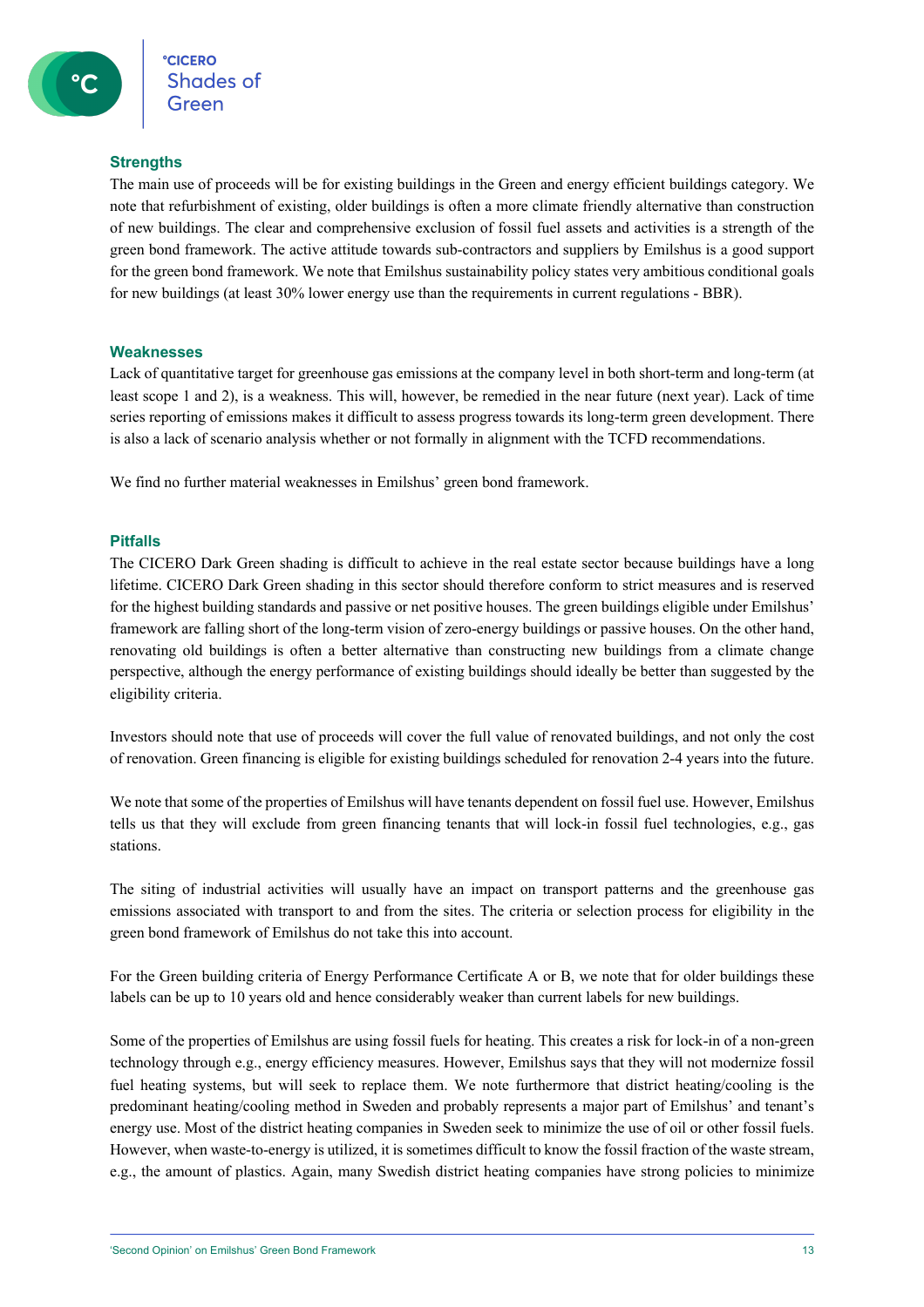### Strengths

The main use of proceeds will be for existing buildings in the Green and energy efficient buildings category. We note that refurbishment of existing, older buildings is often a more climate friendly alternative than construction of new buildings. The clear and comprehensive exclusion of fossil fuel assets and activities is a strength of the green bond framework. The active attitude towards sub-contractors and suppliers by Emilshus is a good support for the green bond framework. We note that Emilshus sustainability policy states very ambitious conditional goals for new buildings (at least 30% lower energy use than the requirements in current regulations - BBR).

### Weaknesses

Lack of quantitative target for greenhouse gas emissions at the company level in both short-term and long-term (at least scope 1 and 2), is a weakness. This will, however, be remedied in the near future (next year). Lack of time series reporting of emissions makes it difficult to assess progress towards its long-term green development. There is also a lack of scenario analysis whether or not formally in alignment with the TCFD recommendations.

We find no further material weaknesses in Emilshus' green bond framework.

### Pitfalls

The CICERO Dark Green shading is difficult to achieve in the real estate sector because buildings have a long lifetime. CICERO Dark Green shading in this sector should therefore conform to strict measures and is reserved for the highest building standards and passive or net positive houses. The green buildings eligible under Emilshus' framework are falling short of the long-term vision of zero-energy buildings or passive houses. On the other hand, renovating old buildings is often a better alternative than constructing new buildings from a climate change perspective, although the energy performance of existing buildings should ideally be better than suggested by the eligibility criteria.

Investors should note that use of proceeds will cover the full value of renovated buildings, and not only the cost of renovation. Green financing is eligible for existing buildings scheduled for renovation 2-4 years into the future.

We note that some of the properties of Emilshus will have tenants dependent on fossil fuel use. However, Emilshus tells us that they will exclude from green financing tenants that will lock-in fossil fuel technologies, e.g., gas stations.

The siting of industrial activities will usually have an impact on transport patterns and the greenhouse gas emissions associated with transport to and from the sites. The criteria or selection process for eligibility in the green bond framework of Emilshus do not take this into account.

For the Green building criteria of Energy Performance Certificate A or B, we note that for older buildings these labels can be up to 10 years old and hence considerably weaker than current labels for new buildings.

Some of the properties of Emilshus are using fossil fuels for heating. This creates a risk for lock-in of a non-green technology through e.g., energy efficiency measures. However, Emilshus says that they will not modernize fossil fuel heating systems, but will seek to replace them. We note furthermore that district heating/cooling is the predominant heating/cooling method in Sweden and probably represents a major part of Emilshus' and tenant's energy use. Most of the district heating companies in Sweden seek to minimize the use of oil or other fossil fuels. However, when waste-to-energy is utilized, it is sometimes difficult to know the fossil fraction of the waste stream, e.g., the amount of plastics. Again, many Swedish district heating companies have strong policies to minimize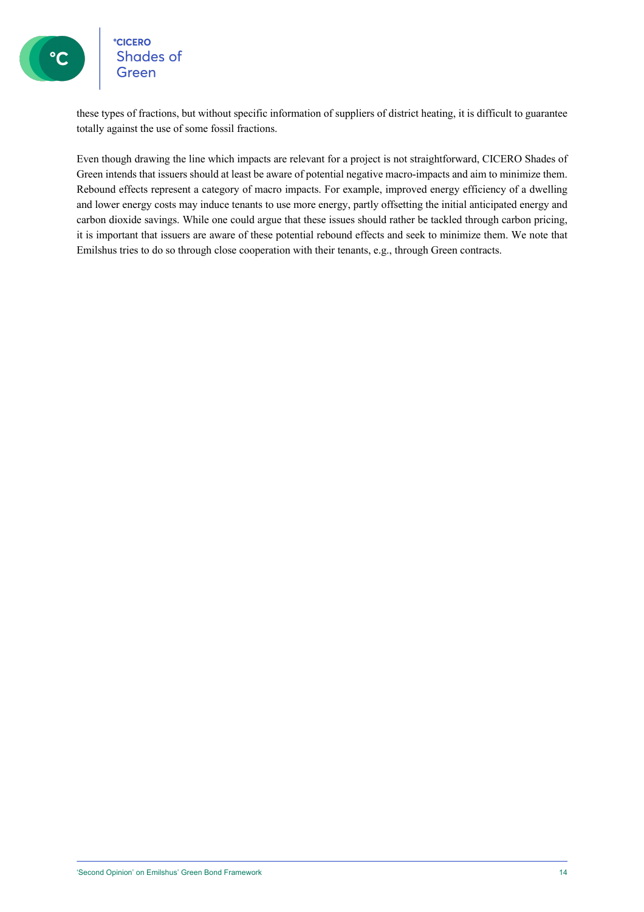these types of fractions, but without specific information of suppliers of district heating, it is difficult to guarantee totally against the use of some fossil fractions.

Even though drawing the line which impacts are relevant for a project is not straightforward, CICERO Shades of Green intends that issuers should at least be aware of potential negative macro-impacts and aim to minimize them. Rebound effects represent a category of macro impacts. For example, improved energy efficiency of a dwelling and lower energy costs may induce tenants to use more energy, partly offsetting the initial anticipated energy and carbon dioxide savings. While one could argue that these issues should rather be tackled through carbon pricing, it is important that issuers are aware of these potential rebound effects and seek to minimize them. We note that Emilshus tries to do so through close cooperation with their tenants, e.g., through Green contracts.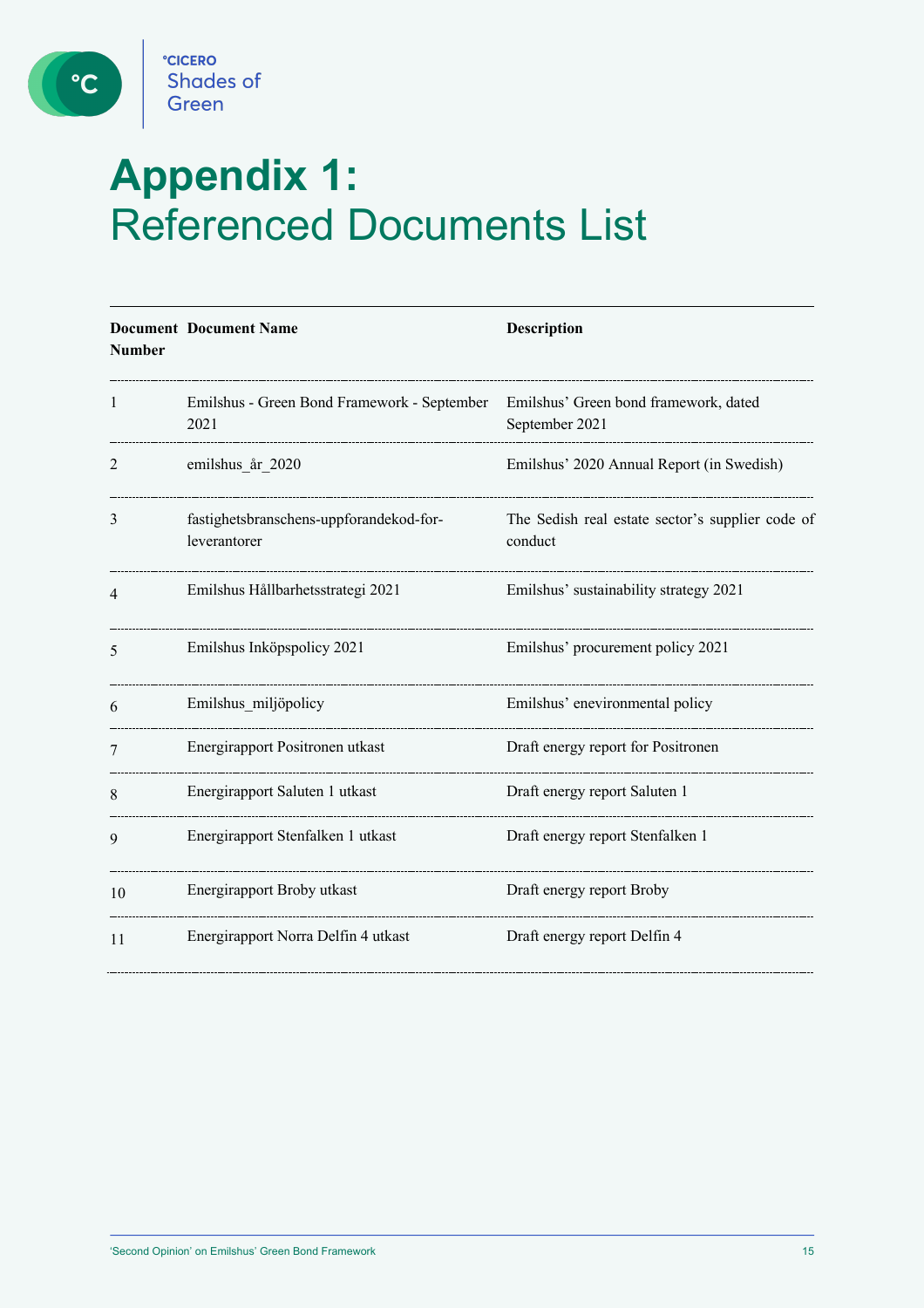# Appendix 1: Referenced Documents List

| Document Number | Document Name | Description |
|---|---|---|
| 1 | Emilshus - Green Bond Framework - September 2021 | Emilshus' Green bond framework, dated September 2021 |
| 2 | emilshus_år_2020 | Emilshus' 2020 Annual Report (in Swedish) |
| 3 | fastighetsbranschens-uppforandekod-for-leverantorer | The Sedish real estate sector's supplier code of conduct |
| 4 | Emilshus Hållbarhetsstrategi 2021 | Emilshus' sustainability strategy 2021 |
| 5 | Emilshus Inköpspolicy 2021 | Emilshus' procurement policy 2021 |
| 6 | Emilshus_miljöpolicy | Emilshus' enevironmental policy |
| 7 | Energirapport Positronen utkast | Draft energy report for Positronen |
| 8 | Energirapport Saluten 1 utkast | Draft energy report Saluten 1 |
| 9 | Energirapport Stenfalken 1 utkast | Draft energy report Stenfalken 1 |
| 10 | Energirapport Broby utkast | Draft energy report Broby |
| 11 | Energirapport Norra Delfin 4 utkast | Draft energy report Delfin 4 |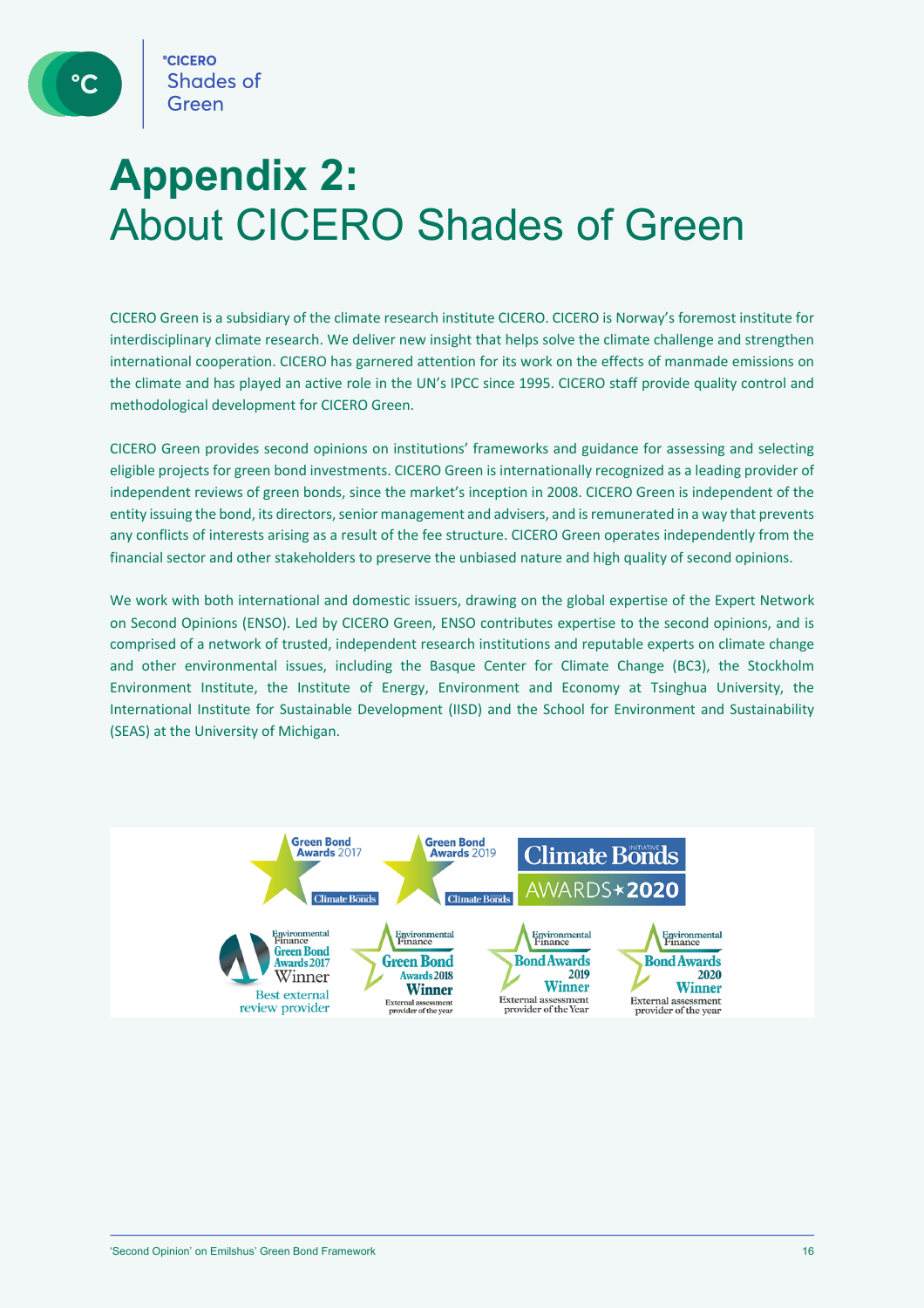# Appendix 2: About CICERO Shades of Green

CICERO Green is a subsidiary of the climate research institute CICERO. CICERO is Norway's foremost institute for interdisciplinary climate research. We deliver new insight that helps solve the climate challenge and strengthen international cooperation. CICERO has garnered attention for its work on the effects of manmade emissions on the climate and has played an active role in the UN's IPCC since 1995. CICERO staff provide quality control and methodological development for CICERO Green.

CICERO Green provides second opinions on institutions' frameworks and guidance for assessing and selecting eligible projects for green bond investments. CICERO Green is internationally recognized as a leading provider of independent reviews of green bonds, since the market's inception in 2008. CICERO Green is independent of the entity issuing the bond, its directors, senior management and advisers, and is remunerated in a way that prevents any conflicts of interests arising as a result of the fee structure. CICERO Green operates independently from the financial sector and other stakeholders to preserve the unbiased nature and high quality of second opinions.

We work with both international and domestic issuers, drawing on the global expertise of the Expert Network on Second Opinions (ENSO). Led by CICERO Green, ENSO contributes expertise to the second opinions, and is comprised of a network of trusted, independent research institutions and reputable experts on climate change and other environmental issues, including the Basque Center for Climate Change (BC3), the Stockholm Environment Institute, the Institute of Energy, Environment and Economy at Tsinghua University, the International Institute for Sustainable Development (IISD) and the School for Environment and Sustainability (SEAS) at the University of Michigan.

Green Bond Awards 2017 Climate Bonds
Green Bond Awards 2019 Climate Bonds
Climate Bonds Initiative AWARDS 2020
Environmental Finance Green Bond Awards 2017 Winner Best external review provider
Environmental Finance Green Bond Awards 2018 Winner External assessment provider of the year
Environmental Finance Bond Awards 2019 Winner External assessment provider of the Year
Environmental Finance Bond Awards 2020 Winner External assessment provider of the year